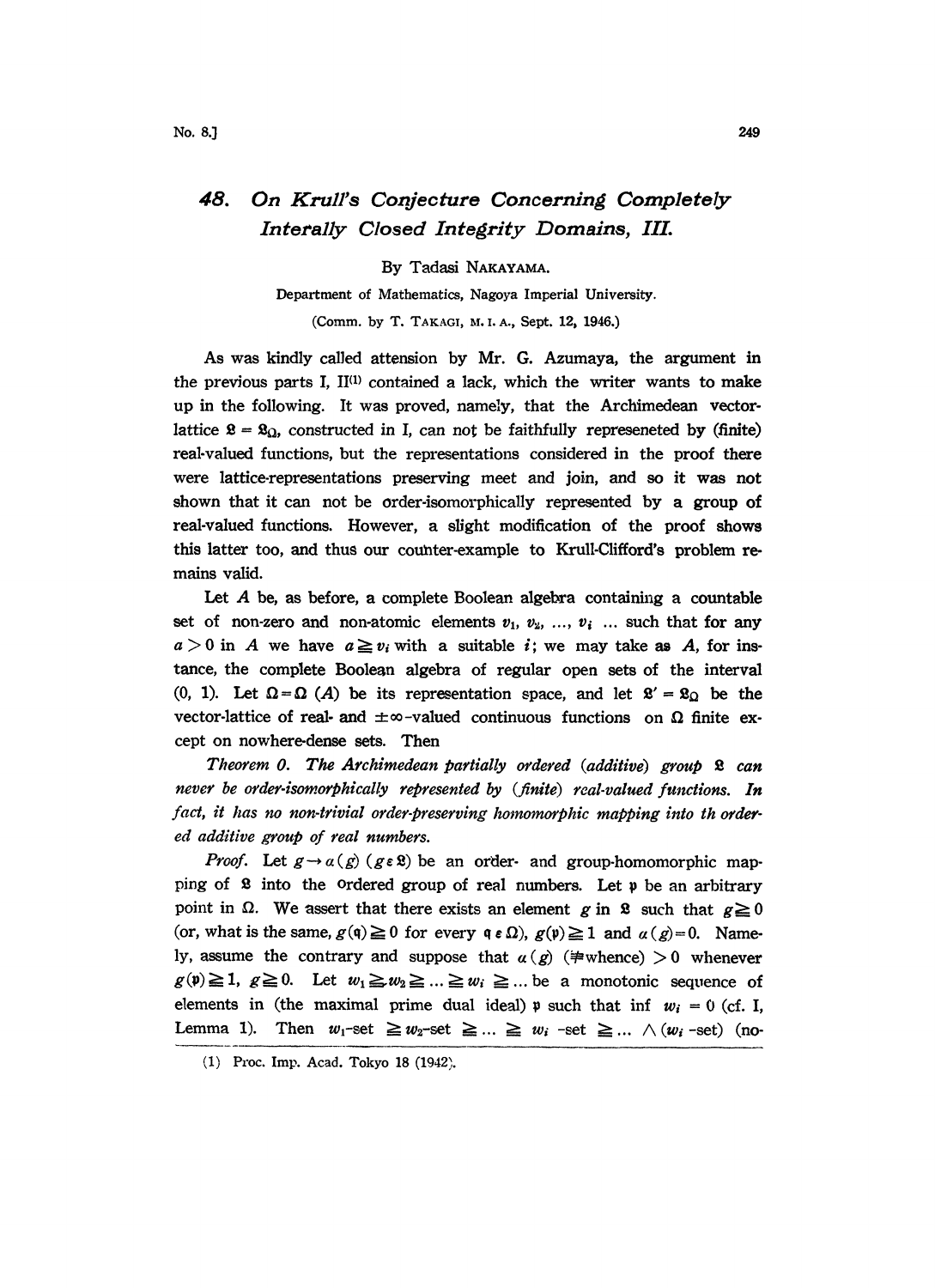# 48. On Krull's Conjecture Concerning Completely Interally Closed Integrity Domains, III.

By Tadasi NAKAYAMA.

Department of Mathematics, Nagoya Imperial University.

(Comm. by T. TAKAGI, M. I. A., Sept. 12, 1946.)

As was kindly called attension by Mr. G. Azumaya, the argument in the previous parts I, II[1] contained a lack, which the writer wants to make up in the following. It was proved, namely, that the Archimedean vector-lattice $\mathfrak{L} = \mathfrak{L}_\Omega$, constructed in I, can not be faithfully represeneted by (finite) real-valued functions, but the representations considered in the proof there were lattice-representations preserving meet and join, and so it was not shown that it can not be order-isomorphically represented by a group of real-valued functions. However, a slight modification of the proof shows this latter too, and thus our counter-example to Krull-Clifford's problem remains valid.

Let $A$ be, as before, a complete Boolean algebra containing a countable set of non-zero and non-atomic elements $v_1, v_2, \ldots, v_i \ldots$ such that for any $a > 0$ in $A$ we have $a \geqq v_i$ with a suitable $i$; we may take as $A$, for instance, the complete Boolean algebra of regular open sets of the interval $(0, 1)$. Let $\Omega = \Omega(A)$ be its representation space, and let $\mathfrak{L}' = \mathfrak{L}_\Omega$ be the vector-lattice of real- and $\pm\infty$-valued continuous functions on $\Omega$ finite except on nowhere-dense sets. Then

*Theorem 0. The Archimedean partially ordered (additive) group $\mathfrak{L}$ can never be order-isomorphically represented by (finite) real-valued functions. In fact, it has no non-trivial order-preserving homomorphic mapping into th ordered additive group of real numbers.*

*Proof.* Let $g \rightarrow \alpha(g)$ $(g \varepsilon \mathfrak{L})$ be an order- and group-homomorphic mapping of $\mathfrak{L}$ into the ordered group of real numbers. Let $\mathfrak{p}$ be an arbitrary point in $\Omega$. We assert that there exists an element $g$ in $\mathfrak{L}$ such that $g \geqq 0$ (or, what is the same, $g(\mathfrak{q}) \geqq 0$ for every $\mathfrak{q} \varepsilon \Omega$), $g(\mathfrak{p}) \geqq 1$ and $\alpha(g) = 0$. Namely, assume the contrary and suppose that $\alpha(g)$ ($\neq$whence) $> 0$ whenever $g(\mathfrak{p}) \geqq 1$, $g \geqq 0$. Let $w_1 \geqq w_2 \geqq \ldots \geqq w_i \geqq \ldots$ be a monotonic sequence of elements in (the maximal prime dual ideal) $\mathfrak{p}$ such that $\inf\ w_i = 0$ (cf. I, Lemma 1). Then $w_1$-set $\geqq w_2$-set $\geqq \ldots \geqq w_i$ -set $\geqq \ldots \wedge (w_i$ -set) (no-

(1) Proc. Imp. Acad. Tokyo 18 (1942).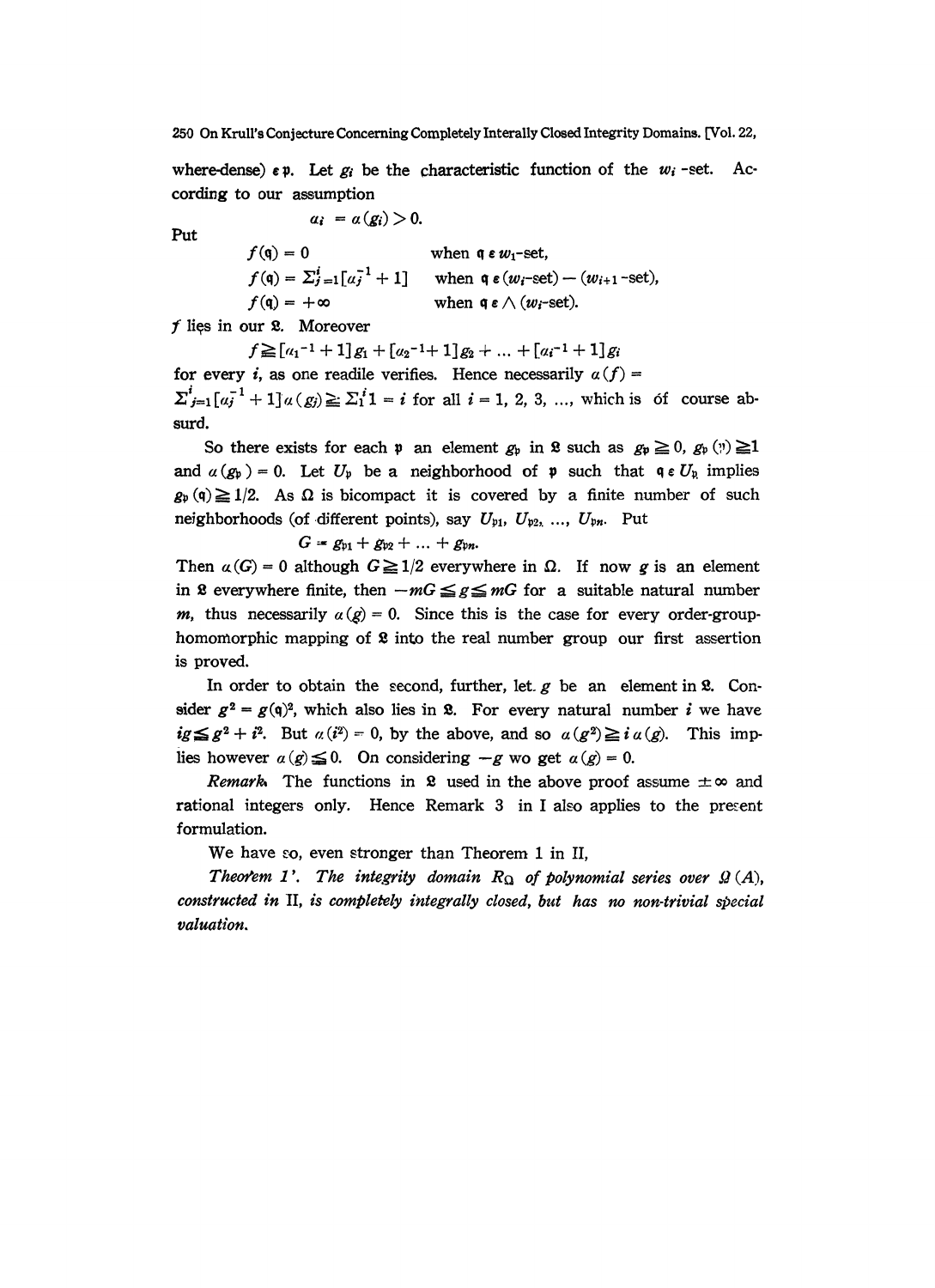where-dense) $\varepsilon\,\mathfrak{p}$. Let $g_i$ be the characteristic function of the $w_i$-set. According to our assumption

$$a_i = \alpha(g_i) > 0.$$

Put

$$f(\mathfrak{q}) = 0 \qquad \text{when } \mathfrak{q}\ \varepsilon\ w_1\text{-set},$$

$$f(\mathfrak{q}) = \Sigma_{j=1}^{i}[a_j^{-1}+1] \qquad \text{when } \mathfrak{q}\ \varepsilon\ (w_i\text{-set}) - (w_{i+1}\text{-set}),$$

$$f(\mathfrak{q}) = +\infty \qquad \text{when } \mathfrak{q}\ \varepsilon \wedge (w_i\text{-set}).$$

$f$ lies in our $\mathfrak{L}$. Moreover

$$f \geqq [a_1^{-1}+1]g_1 + [a_2^{-1}+1]g_2 + \ldots + [a_i^{-1}+1]g_i$$

for every $i$, as one readile verifies. Hence necessarily $\alpha(f) = \Sigma_{j=1}^{i}[a_j^{-1}+1]\alpha(g_j) \geqq \Sigma_1^i 1 = i$ for all $i = 1, 2, 3, \ldots$, which is óf course absurd.

So there exists for each $\mathfrak{p}$ an element $g_\mathfrak{p}$ in $\mathfrak{L}$ such as $g_\mathfrak{p} \geqq 0$, $g_\mathfrak{p}(\mathfrak{p}) \geqq 1$ and $\alpha(g_\mathfrak{p}) = 0$. Let $U_\mathfrak{p}$ be a neighborhood of $\mathfrak{p}$ such that $\mathfrak{q}\ \varepsilon\ U_\mathfrak{p}$ implies $g_\mathfrak{p}(\mathfrak{q}) \geqq 1/2$. As $\Omega$ is bicompact it is covered by a finite number of such neighborhoods (of different points), say $U_{\mathfrak{p}1}, U_{\mathfrak{p}2}, \ldots, U_{\mathfrak{p}n}$. Put

$$G = g_{\mathfrak{p}1} + g_{\mathfrak{p}2} + \ldots + g_{\mathfrak{p}n}.$$

Then $\alpha(G) = 0$ although $G \geqq 1/2$ everywhere in $\Omega$. If now $g$ is an element in $\mathfrak{L}$ everywhere finite, then $-mG \leqq g \leqq mG$ for a suitable natural number $m$, thus necessarily $\alpha(g) = 0$. Since this is the case for every order-group-homomorphic mapping of $\mathfrak{L}$ into the real number group our first assertion is proved.

In order to obtain the second, further, let $g$ be an element in $\mathfrak{L}$. Consider $g^2 = g(\mathfrak{q})^2$, which also lies in $\mathfrak{L}$. For every natural number $i$ we have $ig \leqq g^2 + i^2$. But $\alpha(i^2) = 0$, by the above, and so $\alpha(g^2) \geqq i\,\alpha(g)$. This implies however $\alpha(g) \leqq 0$. On considering $-g$ wo get $\alpha(g) = 0$.

*Remark.* The functions in $\mathfrak{L}$ used in the above proof assume $\pm\infty$ and rational integers only. Hence Remark 3 in I also applies to the present formulation.

We have so, even stronger than Theorem 1 in II,

*Theorem 1'. The integrity domain $R_\Omega$ of polynomial series over $\Omega(A)$, constructed in* II, *is completely integrally closed, but has no non-trivial special valuation.*